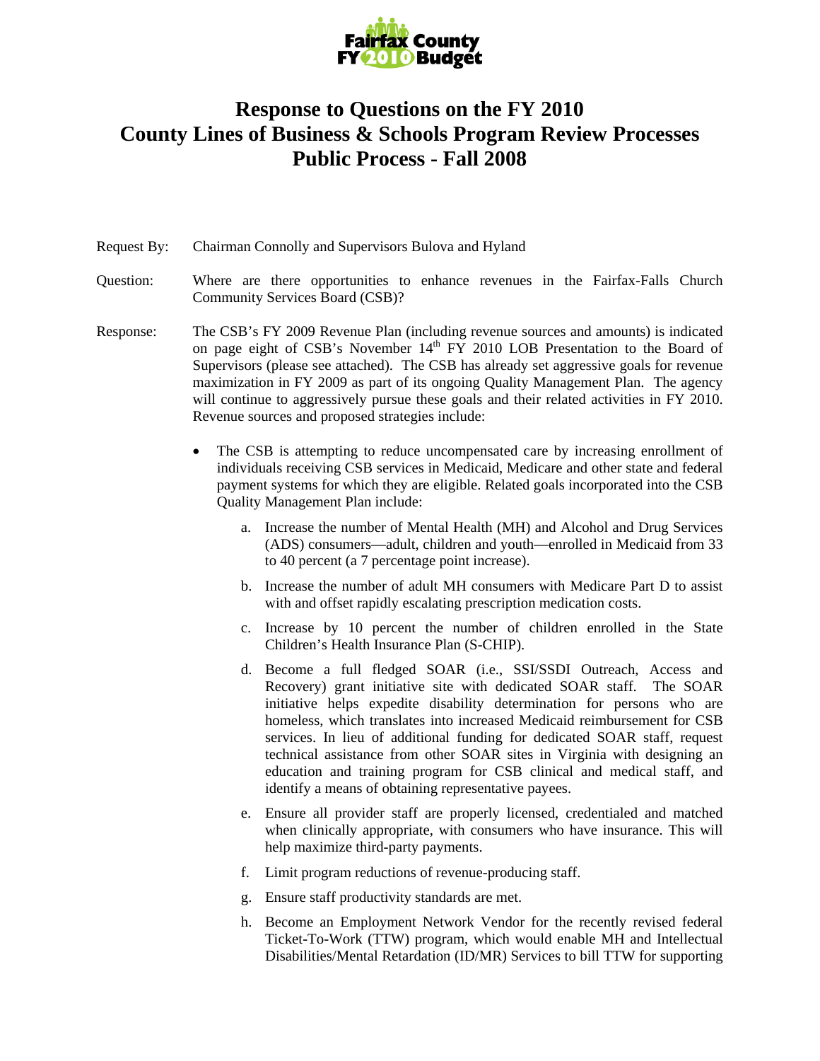Fairfax County FY 2010 Budget

# Response to Questions on the FY 2010 County Lines of Business & Schools Program Review Processes Public Process - Fall 2008

Request By: Chairman Connolly and Supervisors Bulova and Hyland

Question: Where are there opportunities to enhance revenues in the Fairfax-Falls Church Community Services Board (CSB)?

Response: The CSB's FY 2009 Revenue Plan (including revenue sources and amounts) is indicated on page eight of CSB's November 14th FY 2010 LOB Presentation to the Board of Supervisors (please see attached). The CSB has already set aggressive goals for revenue maximization in FY 2009 as part of its ongoing Quality Management Plan. The agency will continue to aggressively pursue these goals and their related activities in FY 2010. Revenue sources and proposed strategies include:

- The CSB is attempting to reduce uncompensated care by increasing enrollment of individuals receiving CSB services in Medicaid, Medicare and other state and federal payment systems for which they are eligible. Related goals incorporated into the CSB Quality Management Plan include:

  a. Increase the number of Mental Health (MH) and Alcohol and Drug Services (ADS) consumers—adult, children and youth—enrolled in Medicaid from 33 to 40 percent (a 7 percentage point increase).

  b. Increase the number of adult MH consumers with Medicare Part D to assist with and offset rapidly escalating prescription medication costs.

  c. Increase by 10 percent the number of children enrolled in the State Children's Health Insurance Plan (S-CHIP).

  d. Become a full fledged SOAR (i.e., SSI/SSDI Outreach, Access and Recovery) grant initiative site with dedicated SOAR staff. The SOAR initiative helps expedite disability determination for persons who are homeless, which translates into increased Medicaid reimbursement for CSB services. In lieu of additional funding for dedicated SOAR staff, request technical assistance from other SOAR sites in Virginia with designing an education and training program for CSB clinical and medical staff, and identify a means of obtaining representative payees.

  e. Ensure all provider staff are properly licensed, credentialed and matched when clinically appropriate, with consumers who have insurance. This will help maximize third-party payments.

  f. Limit program reductions of revenue-producing staff.

  g. Ensure staff productivity standards are met.

  h. Become an Employment Network Vendor for the recently revised federal Ticket-To-Work (TTW) program, which would enable MH and Intellectual Disabilities/Mental Retardation (ID/MR) Services to bill TTW for supporting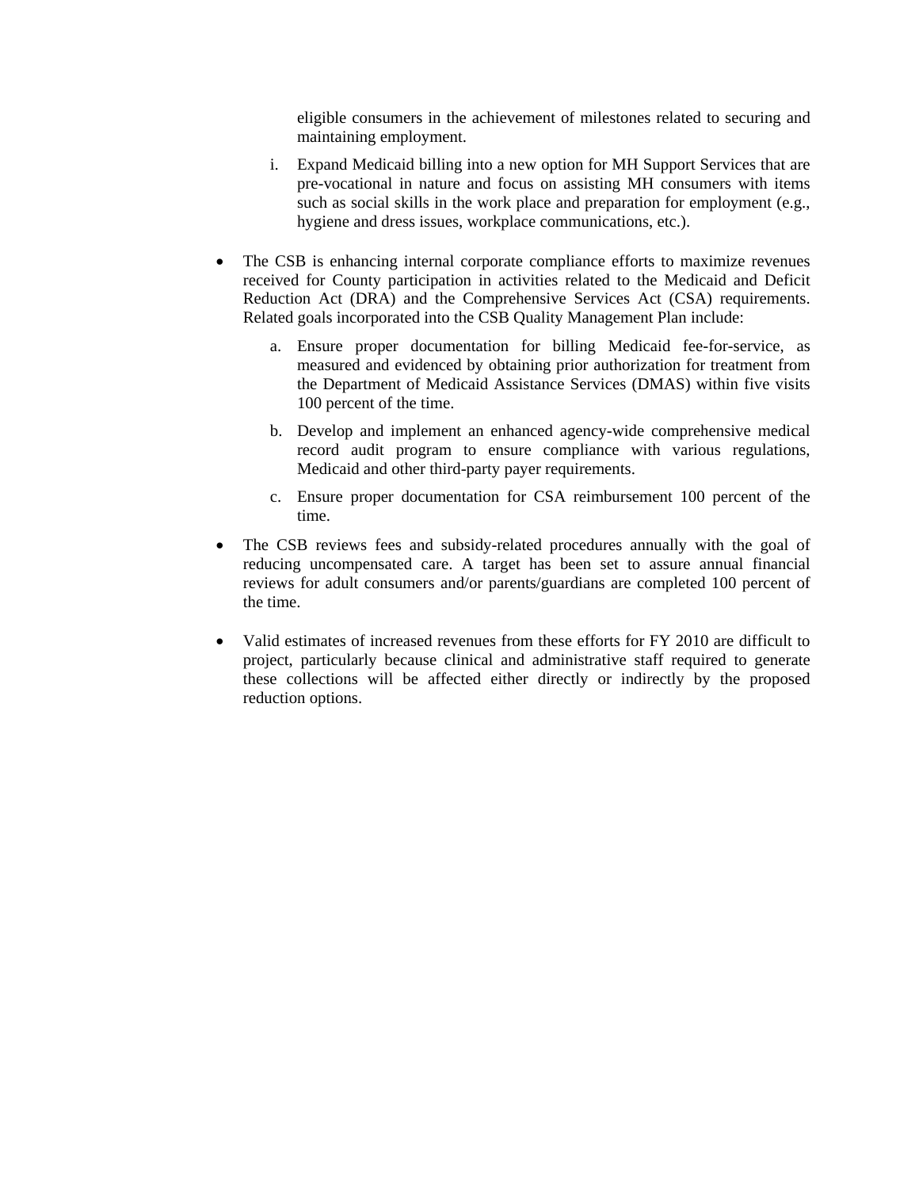eligible consumers in the achievement of milestones related to securing and maintaining employment.

i. Expand Medicaid billing into a new option for MH Support Services that are pre-vocational in nature and focus on assisting MH consumers with items such as social skills in the work place and preparation for employment (e.g., hygiene and dress issues, workplace communications, etc.).

- The CSB is enhancing internal corporate compliance efforts to maximize revenues received for County participation in activities related to the Medicaid and Deficit Reduction Act (DRA) and the Comprehensive Services Act (CSA) requirements. Related goals incorporated into the CSB Quality Management Plan include:

  a. Ensure proper documentation for billing Medicaid fee-for-service, as measured and evidenced by obtaining prior authorization for treatment from the Department of Medicaid Assistance Services (DMAS) within five visits 100 percent of the time.

  b. Develop and implement an enhanced agency-wide comprehensive medical record audit program to ensure compliance with various regulations, Medicaid and other third-party payer requirements.

  c. Ensure proper documentation for CSA reimbursement 100 percent of the time.

- The CSB reviews fees and subsidy-related procedures annually with the goal of reducing uncompensated care. A target has been set to assure annual financial reviews for adult consumers and/or parents/guardians are completed 100 percent of the time.

- Valid estimates of increased revenues from these efforts for FY 2010 are difficult to project, particularly because clinical and administrative staff required to generate these collections will be affected either directly or indirectly by the proposed reduction options.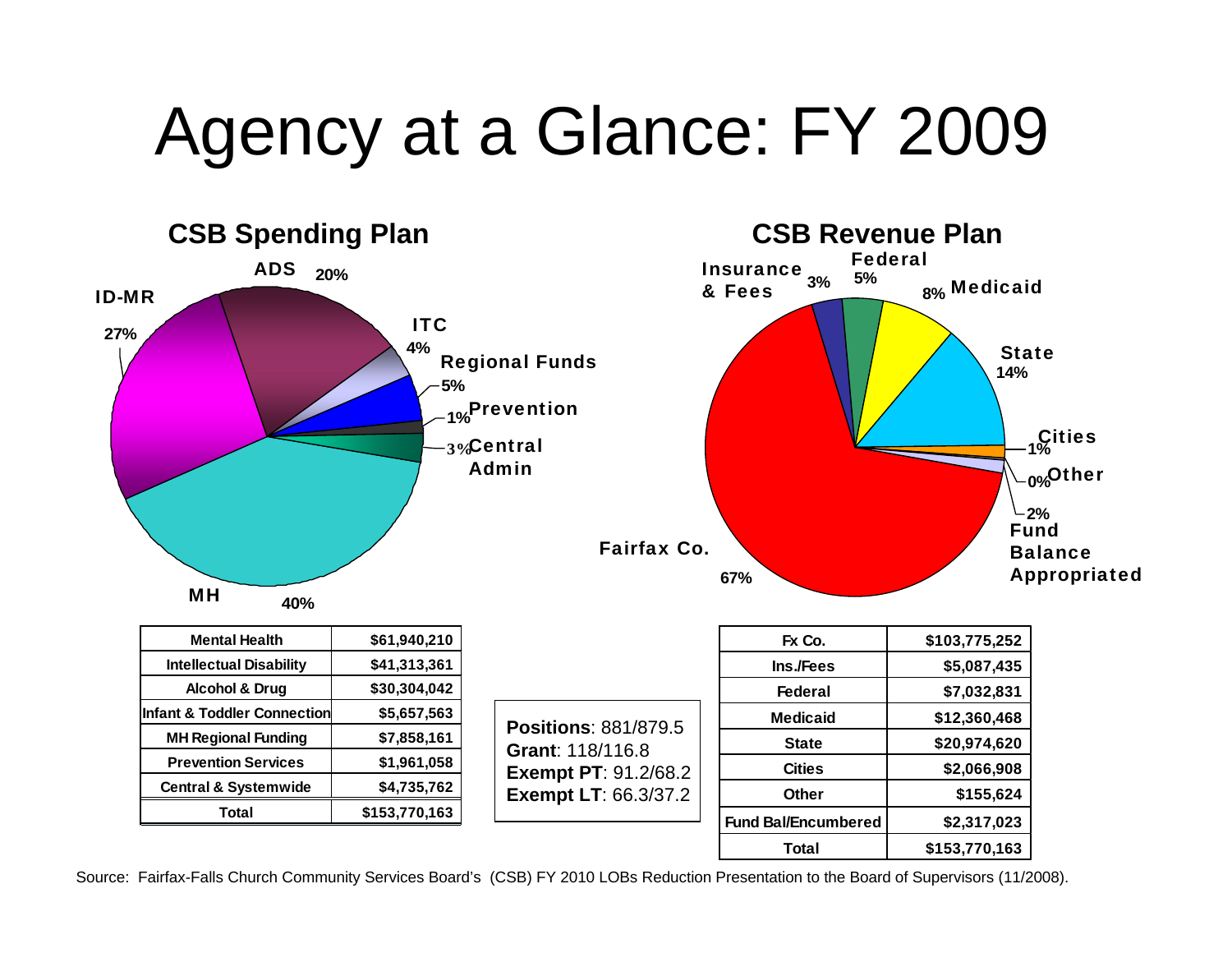# Agency at a Glance: FY 2009

## CSB Spending Plan

ADS 20%
ID-MR 27%
ITC 4%
Regional Funds 5%
1% Prevention
3% Central Admin
MH 40%

| Mental Health | $61,940,210 |
|---|---|
| Intellectual Disability | $41,313,361 |
| Alcohol & Drug | $30,304,042 |
| Infant & Toddler Connection | $5,657,563 |
| MH Regional Funding | $7,858,161 |
| Prevention Services | $1,961,058 |
| Central & Systemwide | $4,735,762 |
| Total | $153,770,163 |

**Positions**: 881/879.5
**Grant**: 118/116.8
**Exempt PT**: 91.2/68.2
**Exempt LT**: 66.3/37.2

## CSB Revenue Plan

Insurance & Fees 3%
Federal 5%
8% Medicaid
State 14%
1% Cities
0% Other
2% Fund Balance Appropriated
Fairfax Co. 67%

| Fx Co. | $103,775,252 |
|---|---|
| Ins./Fees | $5,087,435 |
| Federal | $7,032,831 |
| Medicaid | $12,360,468 |
| State | $20,974,620 |
| Cities | $2,066,908 |
| Other | $155,624 |
| Fund Bal/Encumbered | $2,317,023 |
| Total | $153,770,163 |

Source: Fairfax-Falls Church Community Services Board's (CSB) FY 2010 LOBs Reduction Presentation to the Board of Supervisors (11/2008).